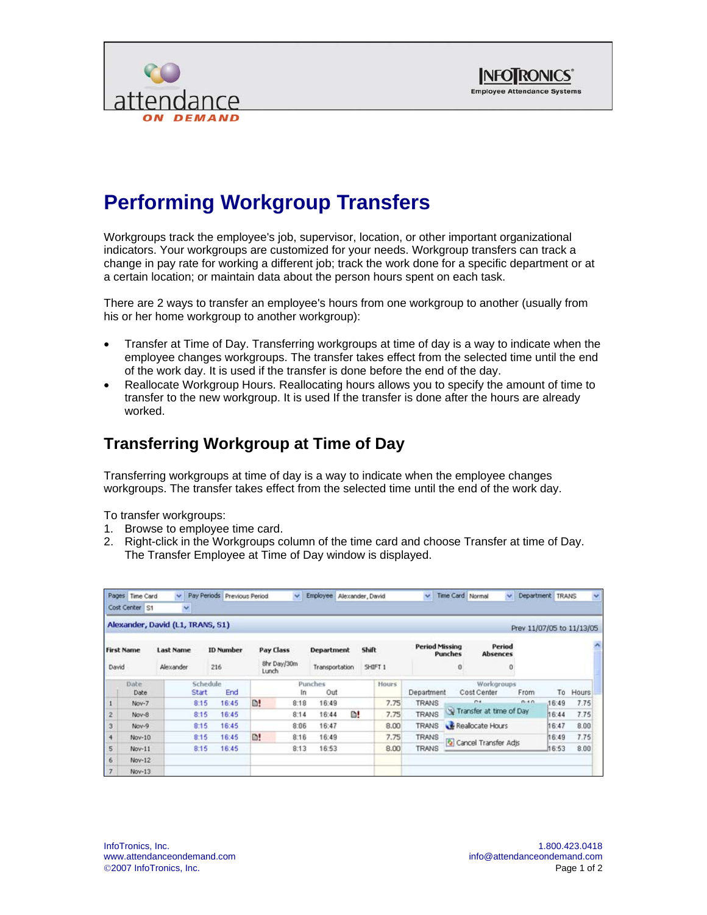# Performing Workgroup Transfers

Workgroups track the employee's job, supervisor, location, or other important organizational indicators. Your workgroups are customized for your needs. Workgroup transfers can track a change in pay rate for working a different job; track the work done for a specific department or at a certain location; or maintain data about the person hours spent on each task.

There are 2 ways to transfer an employee's hours from one workgroup to another (usually from his or her home workgroup to another workgroup):

- Transfer at Time of Day. Transferring workgroups at time of day is a way to indicate when the employee changes workgroups. The transfer takes effect from the selected time until the end of the work day. It is used if the transfer is done before the end of the day.
- Reallocate Workgroup Hours. Reallocating hours allows you to specify the amount of time to transfer to the new workgroup. It is used If the transfer is done after the hours are already worked.

## Transferring Workgroup at Time of Day

Transferring workgroups at time of day is a way to indicate when the employee changes workgroups. The transfer takes effect from the selected time until the end of the work day.

To transfer workgroups:

1. Browse to employee time card.
2. Right-click in the Workgroups column of the time card and choose Transfer at time of Day. The Transfer Employee at Time of Day window is displayed.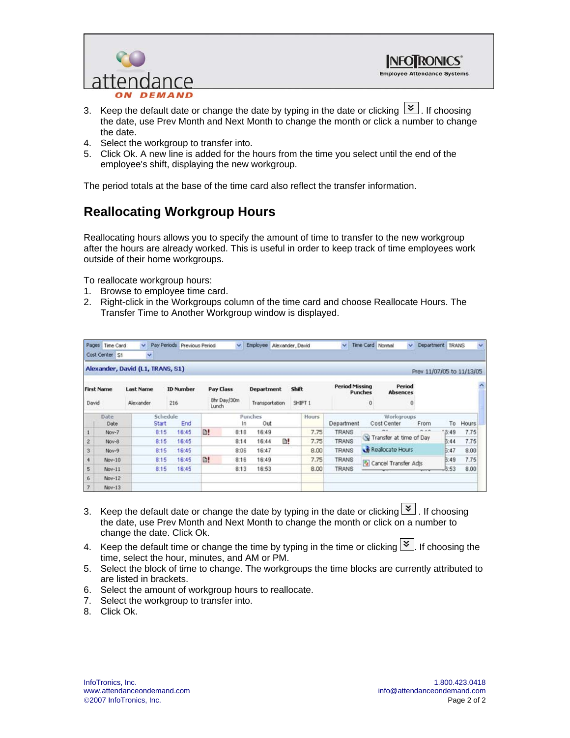3. Keep the default date or change the date by typing in the date or clicking [icon]. If choosing the date, use Prev Month and Next Month to change the month or click a number to change the date.
4. Select the workgroup to transfer into.
5. Click Ok. A new line is added for the hours from the time you select until the end of the employee's shift, displaying the new workgroup.

The period totals at the base of the time card also reflect the transfer information.

## Reallocating Workgroup Hours

Reallocating hours allows you to specify the amount of time to transfer to the new workgroup after the hours are already worked. This is useful in order to keep track of time employees work outside of their home workgroups.

To reallocate workgroup hours:

1. Browse to employee time card.
2. Right-click in the Workgroups column of the time card and choose Reallocate Hours. The Transfer Time to Another Workgroup window is displayed.

3. Keep the default date or change the date by typing in the date or clicking [icon]. If choosing the date, use Prev Month and Next Month to change the month or click on a number to change the date. Click Ok.
4. Keep the default time or change the time by typing in the time or clicking [icon]. If choosing the time, select the hour, minutes, and AM or PM.
5. Select the block of time to change. The workgroups the time blocks are currently attributed to are listed in brackets.
6. Select the amount of workgroup hours to reallocate.
7. Select the workgroup to transfer into.
8. Click Ok.